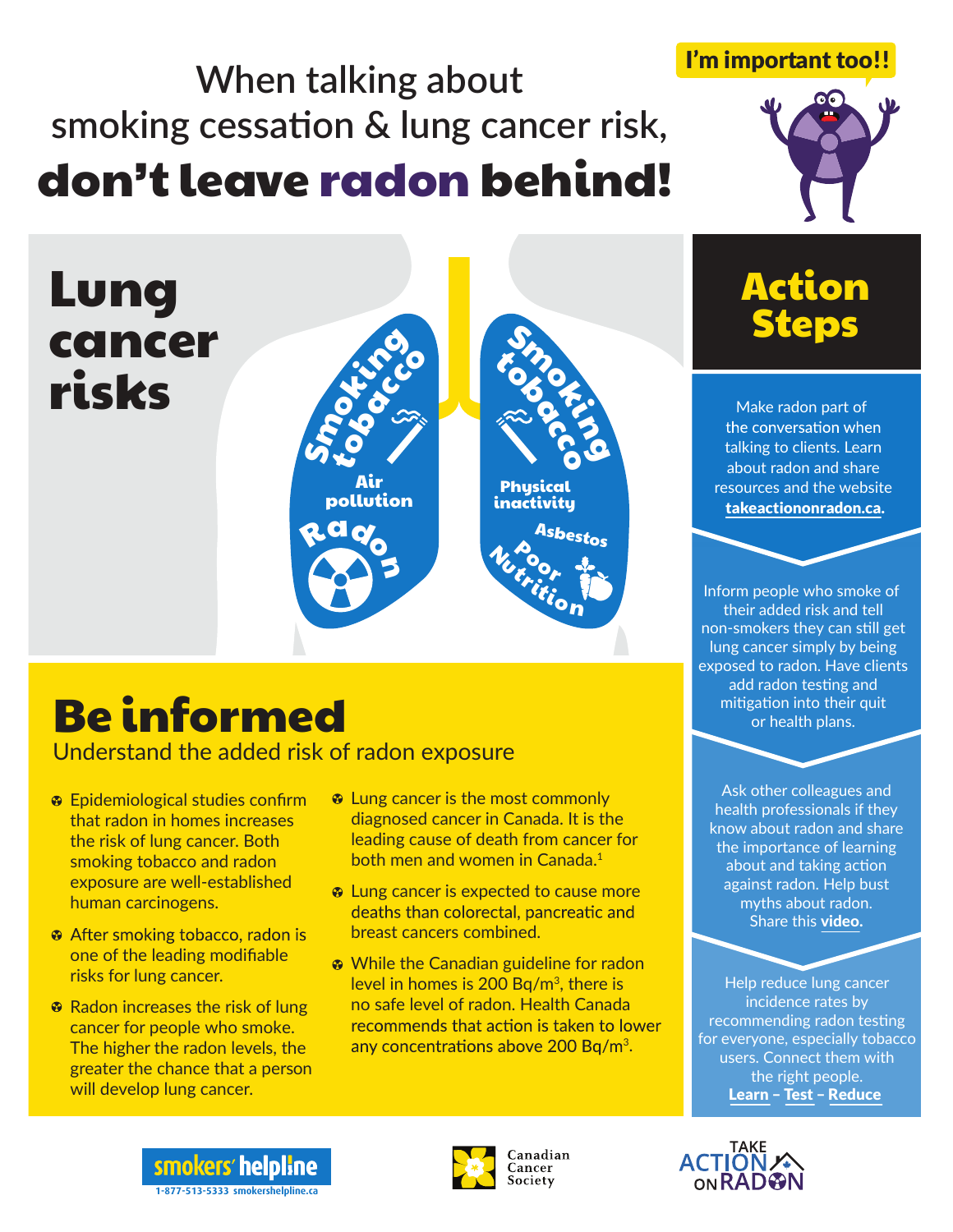# When talking about smoking cessation & lung cancer risk, don't leave radon behind!

I'm important too!!

## Lung cancer risks

- Smoking tobacco
- Air pollution
- Radon
- Smoking tobacco
- Physical inactivity
- Asbestos
- Poor Nutrition

## Be informed

Understand the added risk of radon exposure

- Epidemiological studies confirm that radon in homes increases the risk of lung cancer. Both smoking tobacco and radon exposure are well-established human carcinogens.
- After smoking tobacco, radon is one of the leading modifiable risks for lung cancer.
- Radon increases the risk of lung cancer for people who smoke. The higher the radon levels, the greater the chance that a person will develop lung cancer.
- Lung cancer is the most commonly diagnosed cancer in Canada. It is the leading cause of death from cancer for both men and women in Canada.[1]
- Lung cancer is expected to cause more deaths than colorectal, pancreatic and breast cancers combined.
- While the Canadian guideline for radon level in homes is 200 Bq/m$^3$, there is no safe level of radon. Health Canada recommends that action is taken to lower any concentrations above 200 Bq/m$^3$.

## Action Steps

Make radon part of the conversation when talking to clients. Learn about radon and share resources and the website **takeactiononradon.ca.**

Inform people who smoke of their added risk and tell non-smokers they can still get lung cancer simply by being exposed to radon. Have clients add radon testing and mitigation into their quit or health plans.

Ask other colleagues and health professionals if they know about radon and share the importance of learning about and taking action against radon. Help bust myths about radon. Share this **video.**

Help reduce lung cancer incidence rates by recommending radon testing for everyone, especially tobacco users. Connect them with the right people.
**Learn – Test – Reduce**

smokers' helpline 1-877-513-5333 smokershelpline.ca

Canadian Cancer Society

TAKE ACTION ON RADON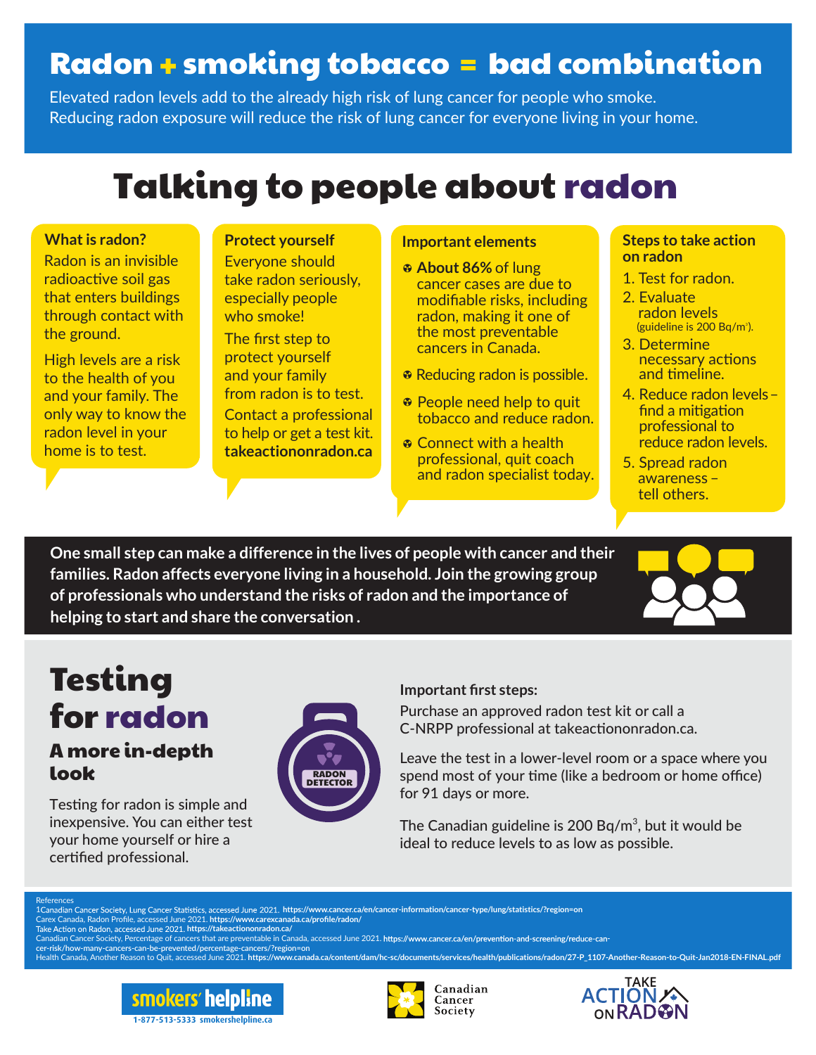# Radon + smoking tobacco = bad combination

Elevated radon levels add to the already high risk of lung cancer for people who smoke.
Reducing radon exposure will reduce the risk of lung cancer for everyone living in your home.

# Talking to people about radon

**What is radon?**

Radon is an invisible radioactive soil gas that enters buildings through contact with the ground.

High levels are a risk to the health of you and your family. The only way to know the radon level in your home is to test.

**Protect yourself**

Everyone should take radon seriously, especially people who smoke!

The first step to protect yourself and your family from radon is to test.

Contact a professional to help or get a test kit. **takeactiononradon.ca**

**Important elements**

- **About 86%** of lung cancer cases are due to modifiable risks, including radon, making it one of the most preventable cancers in Canada.
- Reducing radon is possible.
- People need help to quit tobacco and reduce radon.
- Connect with a health professional, quit coach and radon specialist today.

**Steps to take action on radon**

1. Test for radon.
2. Evaluate radon levels (guideline is 200 Bq/m$^3$).
3. Determine necessary actions and timeline.
4. Reduce radon levels – find a mitigation professional to reduce radon levels.
5. Spread radon awareness – tell others.

**One small step can make a difference in the lives of people with cancer and their families. Radon affects everyone living in a household. Join the growing group of professionals who understand the risks of radon and the importance of helping to start and share the conversation .**

# Testing for radon

## A more in-depth look

Testing for radon is simple and inexpensive. You can either test your home yourself or hire a certified professional.

RADON DETECTOR

**Important first steps:**

Purchase an approved radon test kit or call a C-NRPP professional at takeactiononradon.ca.

Leave the test in a lower-level room or a space where you spend most of your time (like a bedroom or home office) for 91 days or more.

The Canadian guideline is 200 Bq/m$^3$, but it would be ideal to reduce levels to as low as possible.

References
1Canadian Cancer Society, Lung Cancer Statistics, accessed June 2021. **https://www.cancer.ca/en/cancer-information/cancer-type/lung/statistics/?region=on**
Carex Canada, Radon Profile, accessed June 2021. **https://www.carexcanada.ca/profile/radon/**
Take Action on Radon, accessed June 2021. **https://takeactiononradon.ca/**
Canadian Cancer Society, Percentage of cancers that are preventable in Canada, accessed June 2021. **https://www.cancer.ca/en/prevention-and-screening/reduce-cancer-risk/how-many-cancers-can-be-prevented/percentage-cancers/?region=on**
Health Canada, Another Reason to Quit, accessed June 2021. **https://www.canada.ca/content/dam/hc-sc/documents/services/health/publications/radon/27-P_1107-Another-Reason-to-Quit-Jan2018-EN-FINAL.pdf**

smokers' helpline 1-877-513-5333 smokershelpline.ca

Canadian Cancer Society

TAKE ACTION ON RADON